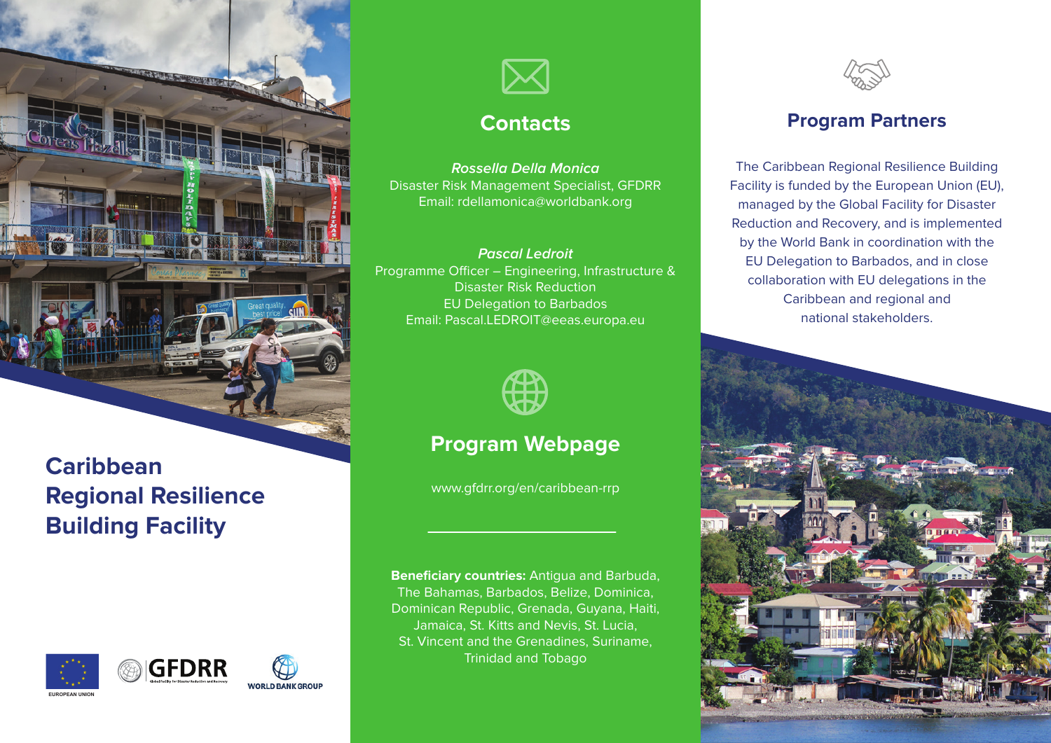# Caribbean Regional Resilience Building Facility

EUROPEAN UNION

GFDRR

WORLD BANK GROUP

## Contacts

*Rossella Della Monica*
Disaster Risk Management Specialist, GFDRR
Email: rdellamonica@worldbank.org

*Pascal Ledroit*
Programme Officer – Engineering, Infrastructure & Disaster Risk Reduction
EU Delegation to Barbados
Email: Pascal.LEDROIT@eeas.europa.eu

## Program Webpage

www.gfdrr.org/en/caribbean-rrp

**Beneficiary countries:** Antigua and Barbuda, The Bahamas, Barbados, Belize, Dominica, Dominican Republic, Grenada, Guyana, Haiti, Jamaica, St. Kitts and Nevis, St. Lucia, St. Vincent and the Grenadines, Suriname, Trinidad and Tobago

## Program Partners

The Caribbean Regional Resilience Building Facility is funded by the European Union (EU), managed by the Global Facility for Disaster Reduction and Recovery, and is implemented by the World Bank in coordination with the EU Delegation to Barbados, and in close collaboration with EU delegations in the Caribbean and regional and national stakeholders.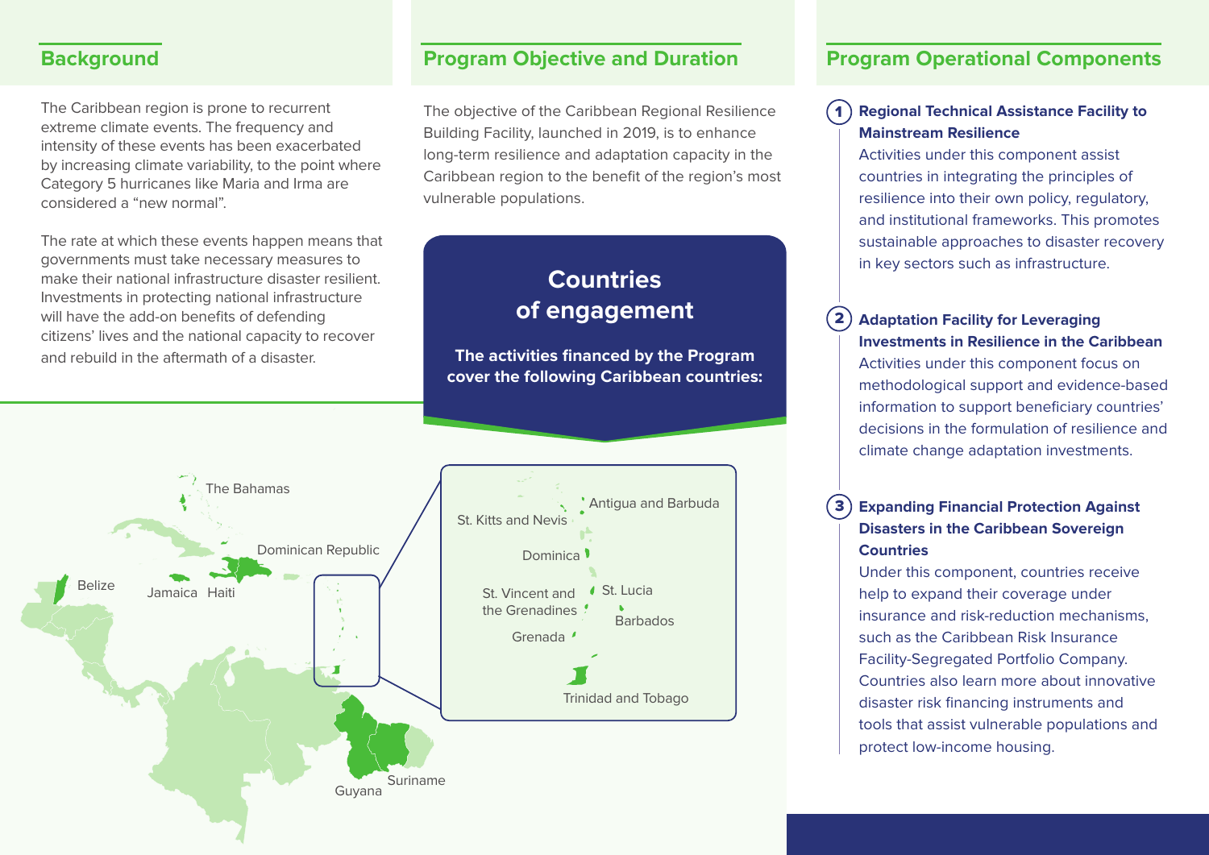## Background

The Caribbean region is prone to recurrent extreme climate events. The frequency and intensity of these events has been exacerbated by increasing climate variability, to the point where Category 5 hurricanes like Maria and Irma are considered a "new normal".

The rate at which these events happen means that governments must take necessary measures to make their national infrastructure disaster resilient. Investments in protecting national infrastructure will have the add-on benefits of defending citizens' lives and the national capacity to recover and rebuild in the aftermath of a disaster.

## Program Objective and Duration

The objective of the Caribbean Regional Resilience Building Facility, launched in 2019, is to enhance long-term resilience and adaptation capacity in the Caribbean region to the benefit of the region's most vulnerable populations.

### Countries of engagement

**The activities financed by the Program cover the following Caribbean countries:**

The Bahamas

Dominican Republic

Belize

Jamaica

Haiti

Guyana

Suriname

Antigua and Barbuda

St. Kitts and Nevis

Dominica

St. Vincent and the Grenadines

St. Lucia

Barbados

Grenada

Trinidad and Tobago

## Program Operational Components

1. **Regional Technical Assistance Facility to Mainstream Resilience**
   Activities under this component assist countries in integrating the principles of resilience into their own policy, regulatory, and institutional frameworks. This promotes sustainable approaches to disaster recovery in key sectors such as infrastructure.

2. **Adaptation Facility for Leveraging Investments in Resilience in the Caribbean**
   Activities under this component focus on methodological support and evidence-based information to support beneficiary countries' decisions in the formulation of resilience and climate change adaptation investments.

3. **Expanding Financial Protection Against Disasters in the Caribbean Sovereign Countries**
   Under this component, countries receive help to expand their coverage under insurance and risk-reduction mechanisms, such as the Caribbean Risk Insurance Facility-Segregated Portfolio Company. Countries also learn more about innovative disaster risk financing instruments and tools that assist vulnerable populations and protect low-income housing.